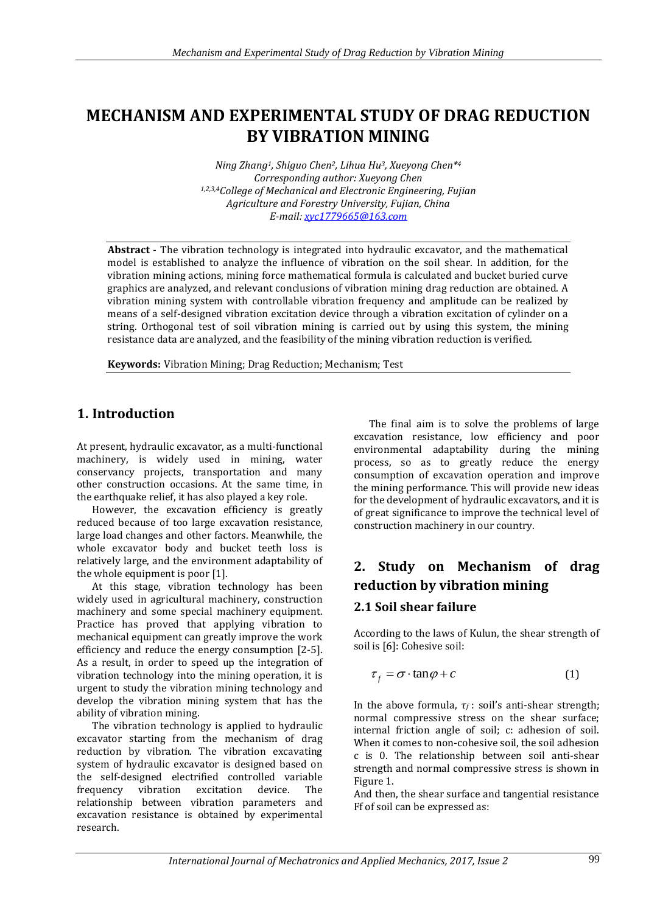# MECHANISM AND EXPERIMENTAL STUDY OF DRAG REDUCTION BY VIBRATION MINING

*Ning Zhang[1], Shiguo Chen[2], Lihua Hu[3], Xueyong Chen\*[4]*
*Corresponding author: Xueyong Chen*
*[1,2,3,4]College of Mechanical and Electronic Engineering, Fujian Agriculture and Forestry University, Fujian, China*
*E-mail: xyc1779665@163.com*

**Abstract** - The vibration technology is integrated into hydraulic excavator, and the mathematical model is established to analyze the influence of vibration on the soil shear. In addition, for the vibration mining actions, mining force mathematical formula is calculated and bucket buried curve graphics are analyzed, and relevant conclusions of vibration mining drag reduction are obtained. A vibration mining system with controllable vibration frequency and amplitude can be realized by means of a self-designed vibration excitation device through a vibration excitation of cylinder on a string. Orthogonal test of soil vibration mining is carried out by using this system, the mining resistance data are analyzed, and the feasibility of the mining vibration reduction is verified.

**Keywords:** Vibration Mining; Drag Reduction; Mechanism; Test

## 1. Introduction

At present, hydraulic excavator, as a multi-functional machinery, is widely used in mining, water conservancy projects, transportation and many other construction occasions. At the same time, in the earthquake relief, it has also played a key role.

However, the excavation efficiency is greatly reduced because of too large excavation resistance, large load changes and other factors. Meanwhile, the whole excavator body and bucket teeth loss is relatively large, and the environment adaptability of the whole equipment is poor [1].

At this stage, vibration technology has been widely used in agricultural machinery, construction machinery and some special machinery equipment. Practice has proved that applying vibration to mechanical equipment can greatly improve the work efficiency and reduce the energy consumption [2-5]. As a result, in order to speed up the integration of vibration technology into the mining operation, it is urgent to study the vibration mining technology and develop the vibration mining system that has the ability of vibration mining.

The vibration technology is applied to hydraulic excavator starting from the mechanism of drag reduction by vibration. The vibration excavating system of hydraulic excavator is designed based on the self-designed electrified controlled variable frequency vibration excitation device. The relationship between vibration parameters and excavation resistance is obtained by experimental research.

The final aim is to solve the problems of large excavation resistance, low efficiency and poor environmental adaptability during the mining process, so as to greatly reduce the energy consumption of excavation operation and improve the mining performance. This will provide new ideas for the development of hydraulic excavators, and it is of great significance to improve the technical level of construction machinery in our country.

## 2. Study on Mechanism of drag reduction by vibration mining

### 2.1 Soil shear failure

According to the laws of Kulun, the shear strength of soil is [6]: Cohesive soil:

$$\tau_f = \sigma \cdot \tan\varphi + c \tag{1}$$

In the above formula, $\tau_f$: soil's anti-shear strength; normal compressive stress on the shear surface; internal friction angle of soil; c: adhesion of soil. When it comes to non-cohesive soil, the soil adhesion c is 0. The relationship between soil anti-shear strength and normal compressive stress is shown in Figure 1.

And then, the shear surface and tangential resistance Ff of soil can be expressed as: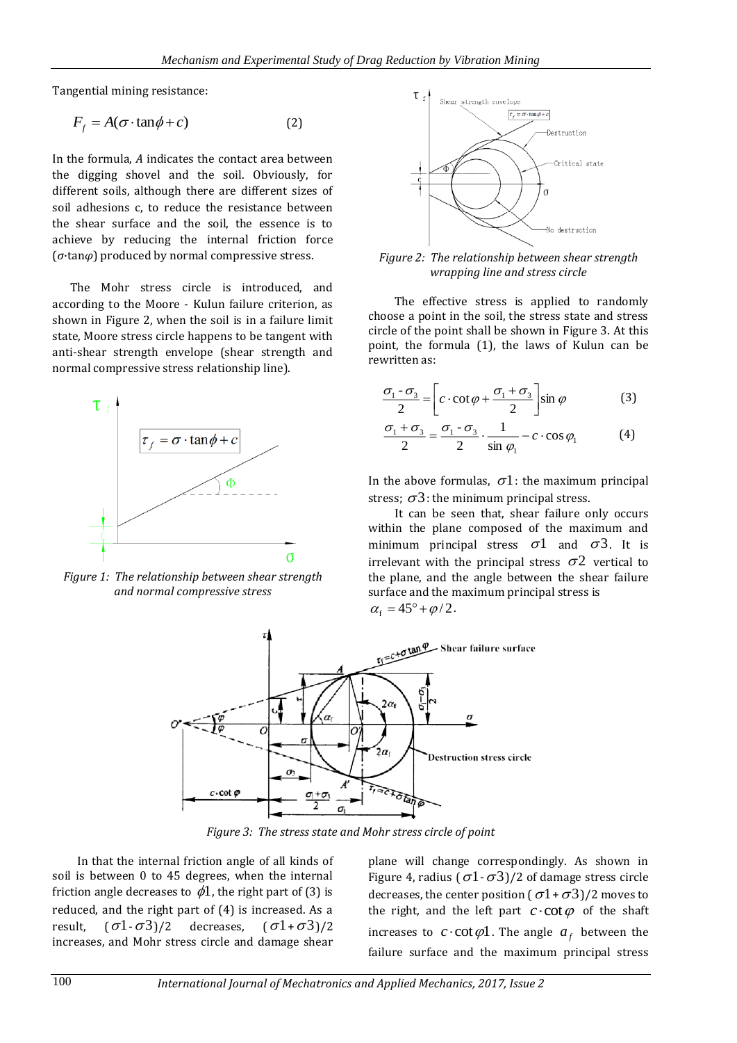Tangential mining resistance:

$$F_f = A(\sigma \cdot \tan\phi + c) \qquad (2)$$

In the formula, *A* indicates the contact area between the digging shovel and the soil. Obviously, for different soils, although there are different sizes of soil adhesions c, to reduce the resistance between the shear surface and the soil, the essence is to achieve by reducing the internal friction force ($\sigma \cdot \tan\varphi$) produced by normal compressive stress.

The Mohr stress circle is introduced, and according to the Moore - Kulun failure criterion, as shown in Figure 2, when the soil is in a failure limit state, Moore stress circle happens to be tangent with anti-shear strength envelope (shear strength and normal compressive stress relationship line).

*Figure 1: The relationship between shear strength and normal compressive stress*

*Figure 2: The relationship between shear strength wrapping line and stress circle*

The effective stress is applied to randomly choose a point in the soil, the stress state and stress circle of the point shall be shown in Figure 3. At this point, the formula (1), the laws of Kulun can be rewritten as:

$$\frac{\sigma_1 - \sigma_3}{2} = \left[ c \cdot \cot\varphi + \frac{\sigma_1 + \sigma_3}{2} \right] \sin\varphi \qquad (3)$$

$$\frac{\sigma_1 + \sigma_3}{2} = \frac{\sigma_1 - \sigma_3}{2} \cdot \frac{1}{\sin\varphi_1} - c \cdot \cos\varphi_1 \qquad (4)$$

In the above formulas, $\sigma 1$: the maximum principal stress; $\sigma 3$: the minimum principal stress.

It can be seen that, shear failure only occurs within the plane composed of the maximum and minimum principal stress $\sigma 1$ and $\sigma 3$. It is irrelevant with the principal stress $\sigma 2$ vertical to the plane, and the angle between the shear failure surface and the maximum principal stress is $\alpha_f = 45° + \varphi/2$.

*Figure 3: The stress state and Mohr stress circle of point*

In that the internal friction angle of all kinds of soil is between 0 to 45 degrees, when the internal friction angle decreases to $\phi 1$, the right part of (3) is reduced, and the right part of (4) is increased. As a result, $(\sigma 1 - \sigma 3)/2$ decreases, $(\sigma 1 + \sigma 3)/2$ increases, and Mohr stress circle and damage shear plane will change correspondingly. As shown in Figure 4, radius $(\sigma 1 - \sigma 3)/2$ of damage stress circle decreases, the center position $(\sigma 1 + \sigma 3)/2$ moves to the right, and the left part $c \cdot \cot\varphi$ of the shaft increases to $c \cdot \cot\varphi 1$. The angle $a_f$ between the failure surface and the maximum principal stress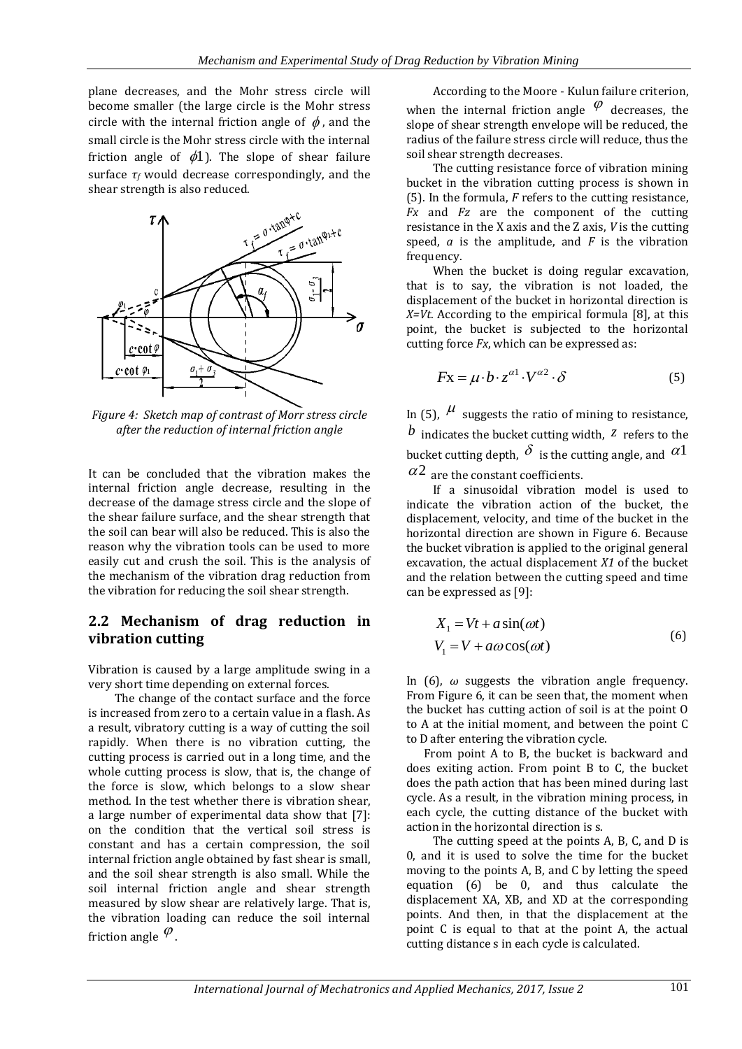plane decreases, and the Mohr stress circle will become smaller (the large circle is the Mohr stress circle with the internal friction angle of $\phi$, and the small circle is the Mohr stress circle with the internal friction angle of $\phi 1$). The slope of shear failure surface $\tau_f$ would decrease correspondingly, and the shear strength is also reduced.

*Figure 4: Sketch map of contrast of Morr stress circle after the reduction of internal friction angle*

It can be concluded that the vibration makes the internal friction angle decrease, resulting in the decrease of the damage stress circle and the slope of the shear failure surface, and the shear strength that the soil can bear will also be reduced. This is also the reason why the vibration tools can be used to more easily cut and crush the soil. This is the analysis of the mechanism of the vibration drag reduction from the vibration for reducing the soil shear strength.

## 2.2 Mechanism of drag reduction in vibration cutting

Vibration is caused by a large amplitude swing in a very short time depending on external forces.

The change of the contact surface and the force is increased from zero to a certain value in a flash. As a result, vibratory cutting is a way of cutting the soil rapidly. When there is no vibration cutting, the cutting process is carried out in a long time, and the whole cutting process is slow, that is, the change of the force is slow, which belongs to a slow shear method. In the test whether there is vibration shear, a large number of experimental data show that [7]: on the condition that the vertical soil stress is constant and has a certain compression, the soil internal friction angle obtained by fast shear is small, and the soil shear strength is also small. While the soil internal friction angle and shear strength measured by slow shear are relatively large. That is, the vibration loading can reduce the soil internal friction angle $\varphi$.

According to the Moore - Kulun failure criterion, when the internal friction angle $\varphi$ decreases, the slope of shear strength envelope will be reduced, the radius of the failure stress circle will reduce, thus the soil shear strength decreases.

The cutting resistance force of vibration mining bucket in the vibration cutting process is shown in (5). In the formula, $F$ refers to the cutting resistance, $Fx$ and $Fz$ are the component of the cutting resistance in the X axis and the Z axis, $V$ is the cutting speed, $a$ is the amplitude, and $F$ is the vibration frequency.

When the bucket is doing regular excavation, that is to say, the vibration is not loaded, the displacement of the bucket in horizontal direction is $X=Vt$. According to the empirical formula [8], at this point, the bucket is subjected to the horizontal cutting force $Fx$, which can be expressed as:

$$Fx = \mu \cdot b \cdot z^{\alpha 1} \cdot V^{\alpha 2} \cdot \delta \tag{5}$$

In (5), $\mu$ suggests the ratio of mining to resistance, $b$ indicates the bucket cutting width, $z$ refers to the bucket cutting depth, $\delta$ is the cutting angle, and $\alpha 1$ $\alpha 2$ are the constant coefficients.

If a sinusoidal vibration model is used to indicate the vibration action of the bucket, the displacement, velocity, and time of the bucket in the horizontal direction are shown in Figure 6. Because the bucket vibration is applied to the original general excavation, the actual displacement $X1$ of the bucket and the relation between the cutting speed and time can be expressed as [9]:

$$\begin{aligned} X_1 &= Vt + a\sin(\omega t) \\ V_1 &= V + a\omega\cos(\omega t) \end{aligned} \tag{6}$$

In (6), $\omega$ suggests the vibration angle frequency. From Figure 6, it can be seen that, the moment when the bucket has cutting action of soil is at the point O to A at the initial moment, and between the point C to D after entering the vibration cycle.

From point A to B, the bucket is backward and does exiting action. From point B to C, the bucket does the path action that has been mined during last cycle. As a result, in the vibration mining process, in each cycle, the cutting distance of the bucket with action in the horizontal direction is s.

The cutting speed at the points A, B, C, and D is 0, and it is used to solve the time for the bucket moving to the points A, B, and C by letting the speed equation (6) be 0, and thus calculate the displacement XA, XB, and XD at the corresponding points. And then, in that the displacement at the point C is equal to that at the point A, the actual cutting distance s in each cycle is calculated.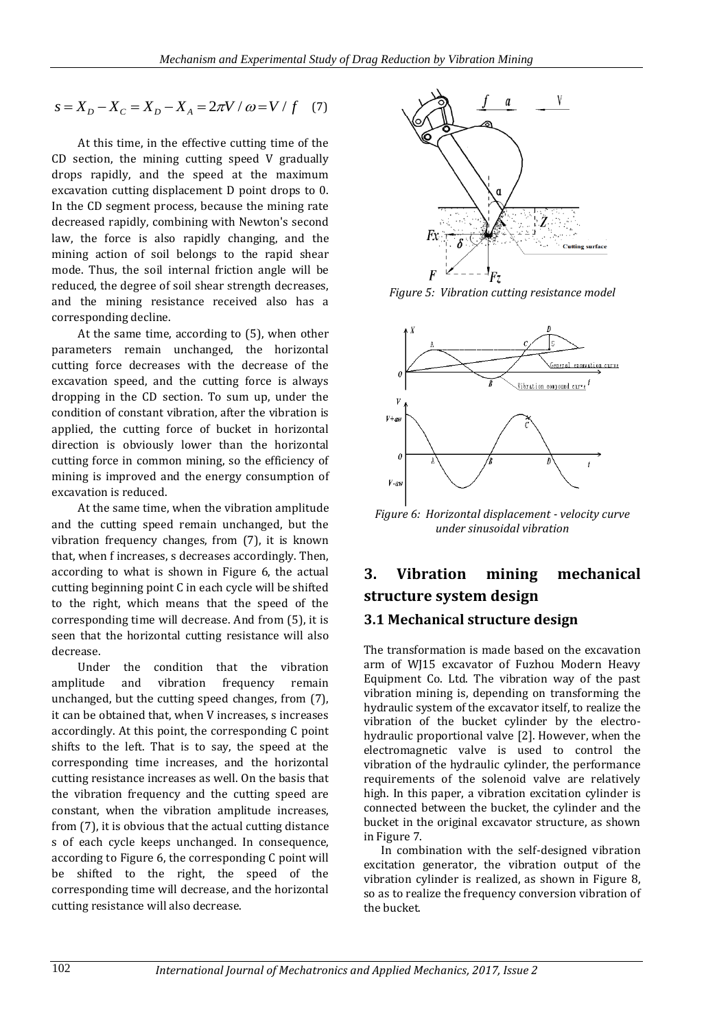$$s = X_D - X_C = X_D - X_A = 2\pi V / \omega = V / f \quad (7)$$

At this time, in the effective cutting time of the CD section, the mining cutting speed V gradually drops rapidly, and the speed at the maximum excavation cutting displacement D point drops to 0. In the CD segment process, because the mining rate decreased rapidly, combining with Newton's second law, the force is also rapidly changing, and the mining action of soil belongs to the rapid shear mode. Thus, the soil internal friction angle will be reduced, the degree of soil shear strength decreases, and the mining resistance received also has a corresponding decline.

At the same time, according to (5), when other parameters remain unchanged, the horizontal cutting force decreases with the decrease of the excavation speed, and the cutting force is always dropping in the CD section. To sum up, under the condition of constant vibration, after the vibration is applied, the cutting force of bucket in the horizontal direction is obviously lower than the horizontal cutting force in common mining, so the efficiency of mining is improved and the energy consumption of excavation is reduced.

At the same time, when the vibration amplitude and the cutting speed remain unchanged, but the vibration frequency changes, from (7), it is known that, when f increases, s decreases accordingly. Then, according to what is shown in Figure 6, the actual cutting beginning point C in each cycle will be shifted to the right, which means that the speed of the corresponding time will decrease. And from (5), it is seen that the horizontal cutting resistance will also decrease.

Under the condition that the vibration amplitude and vibration frequency remain unchanged, but the cutting speed changes, from (7), it can be obtained that, when V increases, s increases accordingly. At this point, the corresponding C point shifts to the left. That is to say, the speed at the corresponding time increases, and the horizontal cutting resistance increases as well. On the basis that the vibration frequency and the cutting speed are constant, when the vibration amplitude increases, from (7), it is obvious that the actual cutting distance s of each cycle keeps unchanged. In consequence, according to Figure 6, the corresponding C point will be shifted to the right, the speed of the corresponding time will decrease, and the horizontal cutting resistance will also decrease.

*Figure 5: Vibration cutting resistance model*

*Figure 6: Horizontal displacement - velocity curve under sinusoidal vibration*

## 3. Vibration mining mechanical structure system design

### 3.1 Mechanical structure design

The transformation is made based on the excavation arm of WJ15 excavator of Fuzhou Modern Heavy Equipment Co. Ltd. The vibration way of the past vibration mining is, depending on transforming the hydraulic system of the excavator itself, to realize the vibration of the bucket cylinder by the electro-hydraulic proportional valve [2]. However, when the electromagnetic valve is used to control the vibration of the hydraulic cylinder, the performance requirements of the solenoid valve are relatively high. In this paper, a vibration excitation cylinder is connected between the bucket, the cylinder and the bucket in the original excavator structure, as shown in Figure 7.

In combination with the self-designed vibration excitation generator, the vibration output of the vibration cylinder is realized, as shown in Figure 8, so as to realize the frequency conversion vibration of the bucket.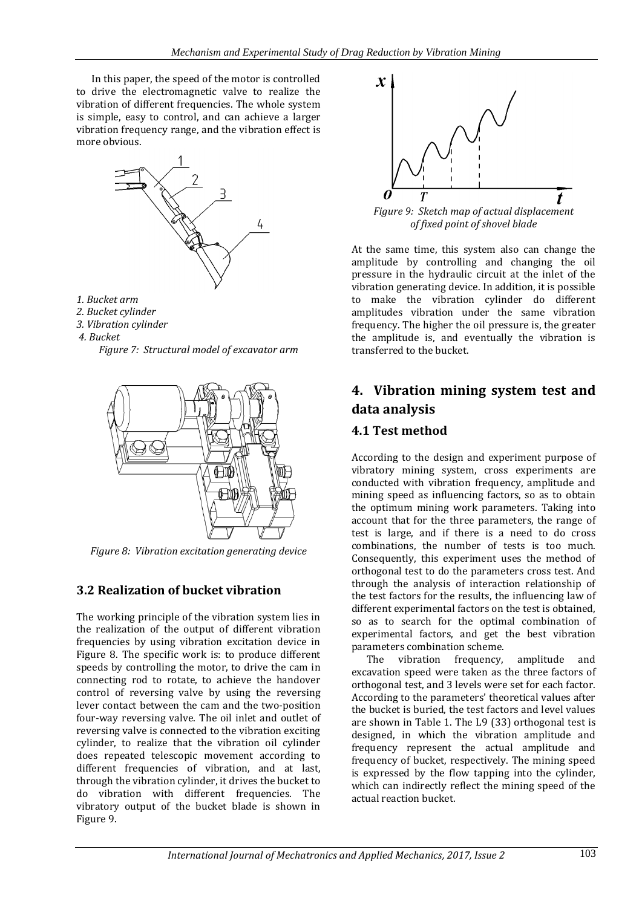In this paper, the speed of the motor is controlled to drive the electromagnetic valve to realize the vibration of different frequencies. The whole system is simple, easy to control, and can achieve a larger vibration frequency range, and the vibration effect is more obvious.

*1. Bucket arm*
*2. Bucket cylinder*
*3. Vibration cylinder*
*4. Bucket*

*Figure 7: Structural model of excavator arm*

*Figure 8: Vibration excitation generating device*

### 3.2 Realization of bucket vibration

The working principle of the vibration system lies in the realization of the output of different vibration frequencies by using vibration excitation device in Figure 8. The specific work is: to produce different speeds by controlling the motor, to drive the cam in connecting rod to rotate, to achieve the handover control of reversing valve by using the reversing lever contact between the cam and the two-position four-way reversing valve. The oil inlet and outlet of reversing valve is connected to the vibration exciting cylinder, to realize that the vibration oil cylinder does repeated telescopic movement according to different frequencies of vibration, and at last, through the vibration cylinder, it drives the bucket to do vibration with different frequencies. The vibratory output of the bucket blade is shown in Figure 9.

*Figure 9: Sketch map of actual displacement of fixed point of shovel blade*

At the same time, this system also can change the amplitude by controlling and changing the oil pressure in the hydraulic circuit at the inlet of the vibration generating device. In addition, it is possible to make the vibration cylinder do different amplitudes vibration under the same vibration frequency. The higher the oil pressure is, the greater the amplitude is, and eventually the vibration is transferred to the bucket.

## 4. Vibration mining system test and data analysis

### 4.1 Test method

According to the design and experiment purpose of vibratory mining system, cross experiments are conducted with vibration frequency, amplitude and mining speed as influencing factors, so as to obtain the optimum mining work parameters. Taking into account that for the three parameters, the range of test is large, and if there is a need to do cross combinations, the number of tests is too much. Consequently, this experiment uses the method of orthogonal test to do the parameters cross test. And through the analysis of interaction relationship of the test factors for the results, the influencing law of different experimental factors on the test is obtained, so as to search for the optimal combination of experimental factors, and get the best vibration parameters combination scheme.

The vibration frequency, amplitude and excavation speed were taken as the three factors of orthogonal test, and 3 levels were set for each factor. According to the parameters' theoretical values after the bucket is buried, the test factors and level values are shown in Table 1. The L9 (33) orthogonal test is designed, in which the vibration amplitude and frequency represent the actual amplitude and frequency of bucket, respectively. The mining speed is expressed by the flow tapping into the cylinder, which can indirectly reflect the mining speed of the actual reaction bucket.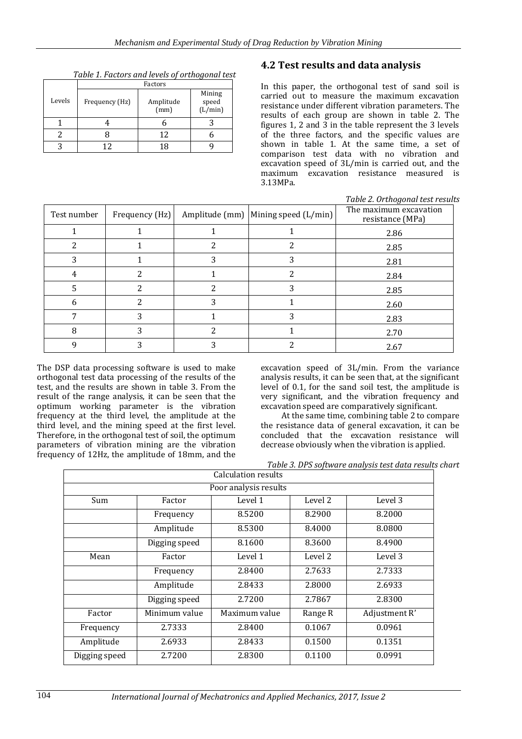*Table 1. Factors and levels of orthogonal test*

| Levels | Factors | | |
|---|---|---|---|
| | Frequency (Hz) | Amplitude (mm) | Mining speed (L/min) |
| 1 | 4 | 6 | 3 |
| 2 | 8 | 12 | 6 |
| 3 | 12 | 18 | 9 |

## 4.2 Test results and data analysis

In this paper, the orthogonal test of sand soil is carried out to measure the maximum excavation resistance under different vibration parameters. The results of each group are shown in table 2. The figures 1, 2 and 3 in the table represent the 3 levels of the three factors, and the specific values are shown in table 1. At the same time, a set of comparison test data with no vibration and excavation speed of 3L/min is carried out, and the maximum excavation resistance measured is 3.13MPa.

*Table 2. Orthogonal test results*

| Test number | Frequency (Hz) | Amplitude (mm) | Mining speed (L/min) | The maximum excavation resistance (MPa) |
|---|---|---|---|---|
| 1 | 1 | 1 | 1 | 2.86 |
| 2 | 1 | 2 | 2 | 2.85 |
| 3 | 1 | 3 | 3 | 2.81 |
| 4 | 2 | 1 | 2 | 2.84 |
| 5 | 2 | 2 | 3 | 2.85 |
| 6 | 2 | 3 | 1 | 2.60 |
| 7 | 3 | 1 | 3 | 2.83 |
| 8 | 3 | 2 | 1 | 2.70 |
| 9 | 3 | 3 | 2 | 2.67 |

The DSP data processing software is used to make orthogonal test data processing of the results of the test, and the results are shown in table 3. From the result of the range analysis, it can be seen that the optimum working parameter is the vibration frequency at the third level, the amplitude at the third level, and the mining speed at the first level. Therefore, in the orthogonal test of soil, the optimum parameters of vibration mining are the vibration frequency of 12Hz, the amplitude of 18mm, and the excavation speed of 3L/min. From the variance analysis results, it can be seen that, at the significant level of 0.1, for the sand soil test, the amplitude is very significant, and the vibration frequency and excavation speed are comparatively significant.

At the same time, combining table 2 to compare the resistance data of general excavation, it can be concluded that the excavation resistance will decrease obviously when the vibration is applied.

*Table 3. DPS software analysis test data results chart*

| Calculation results | | | | |
|---|---|---|---|---|
| Poor analysis results | | | | |
| Sum | Factor | Level 1 | Level 2 | Level 3 |
| | Frequency | 8.5200 | 8.2900 | 8.2000 |
| | Amplitude | 8.5300 | 8.4000 | 8.0800 |
| | Digging speed | 8.1600 | 8.3600 | 8.4900 |
| Mean | Factor | Level 1 | Level 2 | Level 3 |
| | Frequency | 2.8400 | 2.7633 | 2.7333 |
| | Amplitude | 2.8433 | 2.8000 | 2.6933 |
| | Digging speed | 2.7200 | 2.7867 | 2.8300 |
| Factor | Minimum value | Maximum value | Range R | Adjustment R' |
| Frequency | 2.7333 | 2.8400 | 0.1067 | 0.0961 |
| Amplitude | 2.6933 | 2.8433 | 0.1500 | 0.1351 |
| Digging speed | 2.7200 | 2.8300 | 0.1100 | 0.0991 |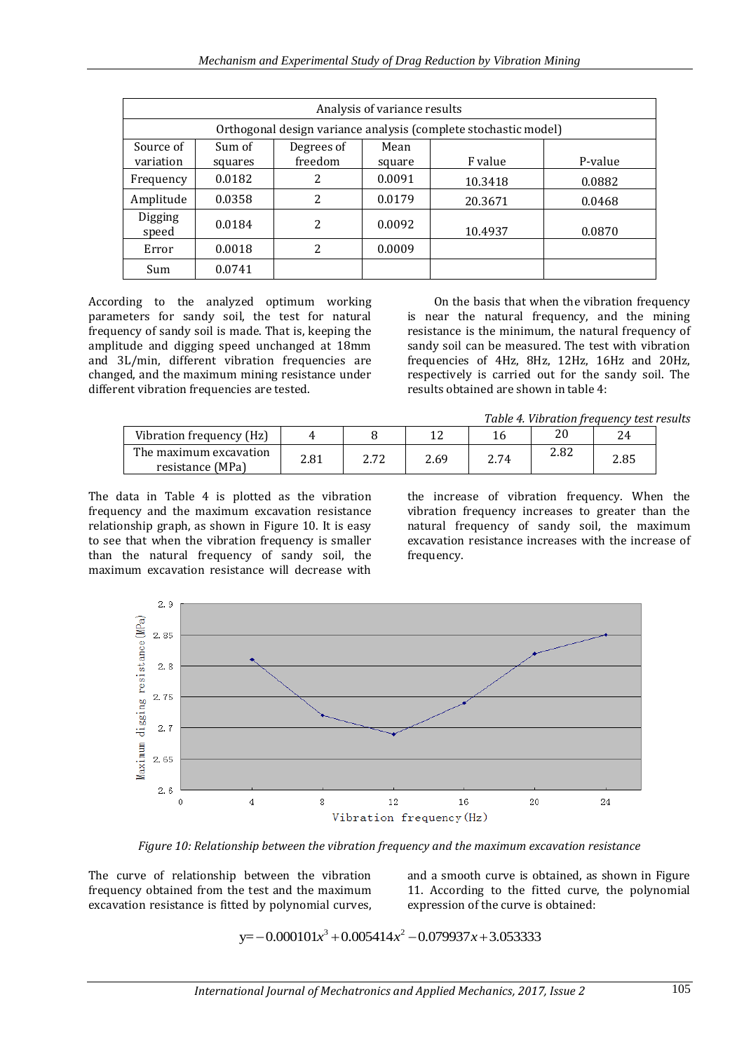| Analysis of variance results | | | | | |
|---|---|---|---|---|---|
| Orthogonal design variance analysis (complete stochastic model) | | | | | |
| Source of variation | Sum of squares | Degrees of freedom | Mean square | F value | P-value |
| Frequency | 0.0182 | 2 | 0.0091 | 10.3418 | 0.0882 |
| Amplitude | 0.0358 | 2 | 0.0179 | 20.3671 | 0.0468 |
| Digging speed | 0.0184 | 2 | 0.0092 | 10.4937 | 0.0870 |
| Error | 0.0018 | 2 | 0.0009 | | |
| Sum | 0.0741 | | | | |

According to the analyzed optimum working parameters for sandy soil, the test for natural frequency of sandy soil is made. That is, keeping the amplitude and digging speed unchanged at 18mm and 3L/min, different vibration frequencies are changed, and the maximum mining resistance under different vibration frequencies are tested.

On the basis that when the vibration frequency is near the natural frequency, and the mining resistance is the minimum, the natural frequency of sandy soil can be measured. The test with vibration frequencies of 4Hz, 8Hz, 12Hz, 16Hz and 20Hz, respectively is carried out for the sandy soil. The results obtained are shown in table 4:

*Table 4. Vibration frequency test results*

| Vibration frequency (Hz) | 4 | 8 | 12 | 16 | 20 | 24 |
|---|---|---|---|---|---|---|
| The maximum excavation resistance (MPa) | 2.81 | 2.72 | 2.69 | 2.74 | 2.82 | 2.85 |

The data in Table 4 is plotted as the vibration frequency and the maximum excavation resistance relationship graph, as shown in Figure 10. It is easy to see that when the vibration frequency is smaller than the natural frequency of sandy soil, the maximum excavation resistance will decrease with the increase of vibration frequency. When the vibration frequency increases to greater than the natural frequency of sandy soil, the maximum excavation resistance increases with the increase of frequency.

*Figure 10: Relationship between the vibration frequency and the maximum excavation resistance*

The curve of relationship between the vibration frequency obtained from the test and the maximum excavation resistance is fitted by polynomial curves, and a smooth curve is obtained, as shown in Figure 11. According to the fitted curve, the polynomial expression of the curve is obtained:

$$y=-0.000101x^3+0.005414x^2-0.079937x+3.053333$$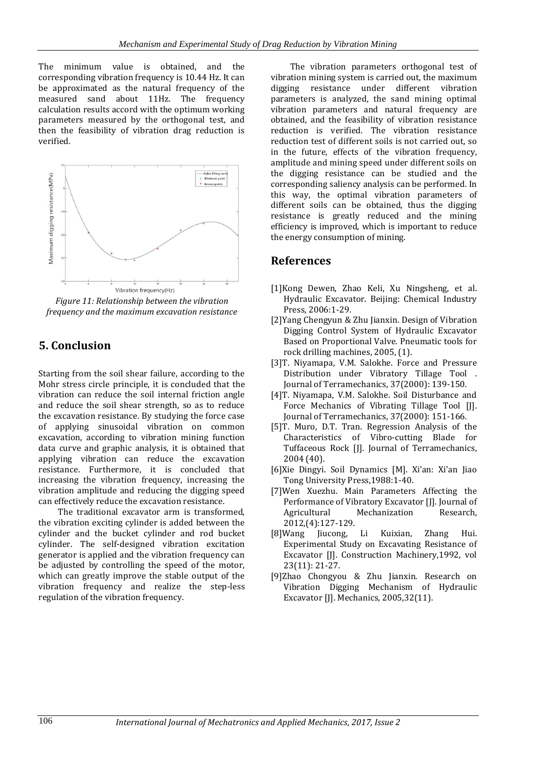The minimum value is obtained, and the corresponding vibration frequency is 10.44 Hz. It can be approximated as the natural frequency of the measured sand about 11Hz. The frequency calculation results accord with the optimum working parameters measured by the orthogonal test, and then the feasibility of vibration drag reduction is verified.

Maximum digging resistance(MPa)
Vibration frequency(Hz)
Cubic fitting curve
Minimum point
Known points

*Figure 11: Relationship between the vibration frequency and the maximum excavation resistance*

## 5. Conclusion

Starting from the soil shear failure, according to the Mohr stress circle principle, it is concluded that the vibration can reduce the soil internal friction angle and reduce the soil shear strength, so as to reduce the excavation resistance. By studying the force case of applying sinusoidal vibration on common excavation, according to vibration mining function data curve and graphic analysis, it is obtained that applying vibration can reduce the excavation resistance. Furthermore, it is concluded that increasing the vibration frequency, increasing the vibration amplitude and reducing the digging speed can effectively reduce the excavation resistance.

The traditional excavator arm is transformed, the vibration exciting cylinder is added between the cylinder and the bucket cylinder and rod bucket cylinder. The self-designed vibration excitation generator is applied and the vibration frequency can be adjusted by controlling the speed of the motor, which can greatly improve the stable output of the vibration frequency and realize the step-less regulation of the vibration frequency.

The vibration parameters orthogonal test of vibration mining system is carried out, the maximum digging resistance under different vibration parameters is analyzed, the sand mining optimal vibration parameters and natural frequency are obtained, and the feasibility of vibration resistance reduction is verified. The vibration resistance reduction test of different soils is not carried out, so in the future, effects of the vibration frequency, amplitude and mining speed under different soils on the digging resistance can be studied and the corresponding saliency analysis can be performed. In this way, the optimal vibration parameters of different soils can be obtained, thus the digging resistance is greatly reduced and the mining efficiency is improved, which is important to reduce the energy consumption of mining.

## References

[1]Kong Dewen, Zhao Keli, Xu Ningsheng, et al. Hydraulic Excavator. Beijing: Chemical Industry Press, 2006:1-29.

[2]Yang Chengyun & Zhu Jianxin. Design of Vibration Digging Control System of Hydraulic Excavator Based on Proportional Valve. Pneumatic tools for rock drilling machines, 2005, (1).

[3]T. Niyamapa, V.M. Salokhe. Force and Pressure Distribution under Vibratory Tillage Tool . Journal of Terramechanics, 37(2000): 139-150.

[4]T. Niyamapa, V.M. Salokhe. Soil Disturbance and Force Mechanics of Vibrating Tillage Tool [J]. Journal of Terramechanics, 37(2000): 151-166.

[5]T. Muro, D.T. Tran. Regression Analysis of the Characteristics of Vibro-cutting Blade for Tuffaceous Rock [J]. Journal of Terramechanics, 2004 (40).

[6]Xie Dingyi. Soil Dynamics [M]. Xi'an: Xi'an Jiao Tong University Press,1988:1-40.

[7]Wen Xuezhu. Main Parameters Affecting the Performance of Vibratory Excavator [J]. Journal of Agricultural Mechanization Research, 2012,(4):127-129.

[8]Wang Jiucong, Li Kuixian, Zhang Hui. Experimental Study on Excavating Resistance of Excavator [J]. Construction Machinery,1992, vol 23(11): 21-27.

[9]Zhao Chongyou & Zhu Jianxin. Research on Vibration Digging Mechanism of Hydraulic Excavator [J]. Mechanics, 2005,32(11).